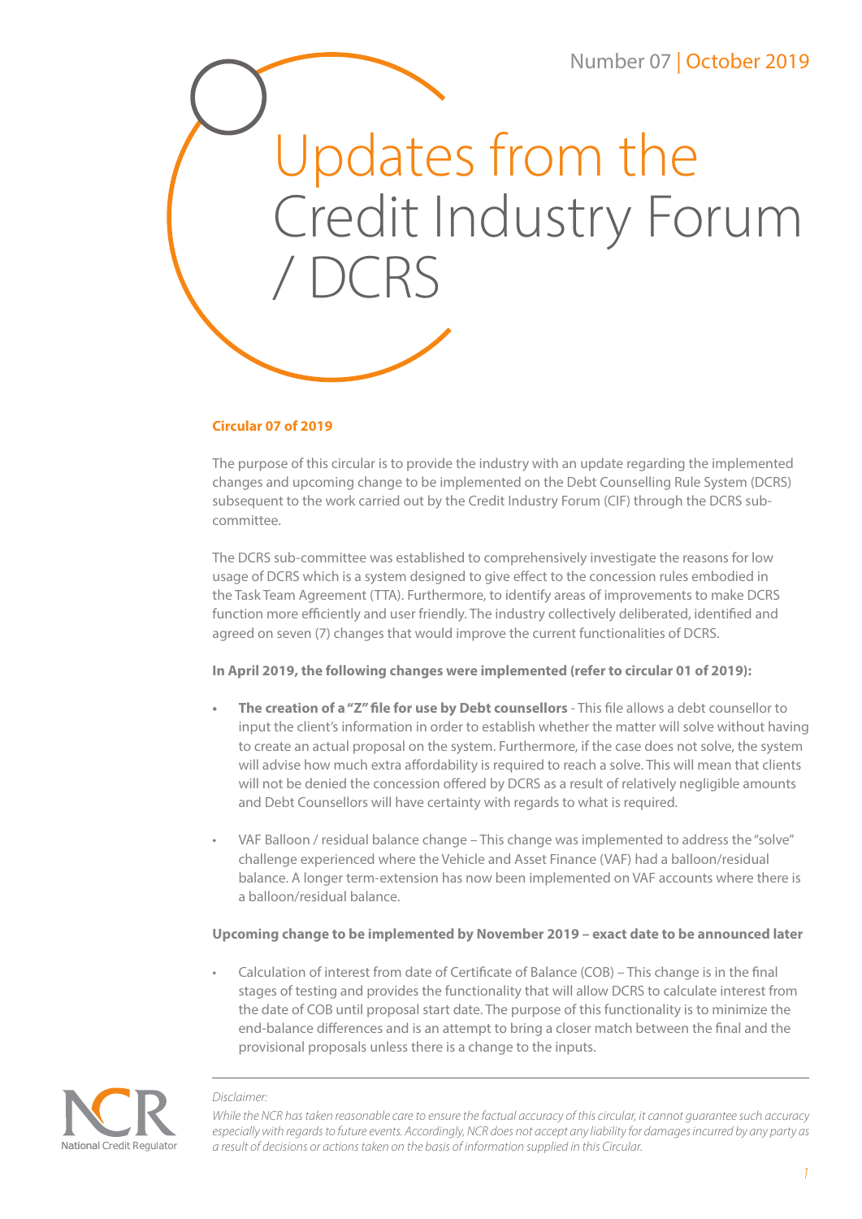Number 07 | October 2019

# Updates from the Credit Industry Forum / DCRS

**Circular 07 of 2019**

The purpose of this circular is to provide the industry with an update regarding the implemented changes and upcoming change to be implemented on the Debt Counselling Rule System (DCRS) subsequent to the work carried out by the Credit Industry Forum (CIF) through the DCRS sub-committee.

The DCRS sub-committee was established to comprehensively investigate the reasons for low usage of DCRS which is a system designed to give effect to the concession rules embodied in the Task Team Agreement (TTA). Furthermore, to identify areas of improvements to make DCRS function more efficiently and user friendly. The industry collectively deliberated, identified and agreed on seven (7) changes that would improve the current functionalities of DCRS.

**In April 2019, the following changes were implemented (refer to circular 01 of 2019):**

- **The creation of a "Z" file for use by Debt counsellors** - This file allows a debt counsellor to input the client's information in order to establish whether the matter will solve without having to create an actual proposal on the system. Furthermore, if the case does not solve, the system will advise how much extra affordability is required to reach a solve. This will mean that clients will not be denied the concession offered by DCRS as a result of relatively negligible amounts and Debt Counsellors will have certainty with regards to what is required.
- VAF Balloon / residual balance change – This change was implemented to address the "solve" challenge experienced where the Vehicle and Asset Finance (VAF) had a balloon/residual balance. A longer term-extension has now been implemented on VAF accounts where there is a balloon/residual balance.

**Upcoming change to be implemented by November 2019 – exact date to be announced later**

- Calculation of interest from date of Certificate of Balance (COB) – This change is in the final stages of testing and provides the functionality that will allow DCRS to calculate interest from the date of COB until proposal start date. The purpose of this functionality is to minimize the end-balance differences and is an attempt to bring a closer match between the final and the provisional proposals unless there is a change to the inputs.

NCR National Credit Regulator

*Disclaimer:*

*While the NCR has taken reasonable care to ensure the factual accuracy of this circular, it cannot guarantee such accuracy especially with regards to future events. Accordingly, NCR does not accept any liability for damages incurred by any party as a result of decisions or actions taken on the basis of information supplied in this Circular.*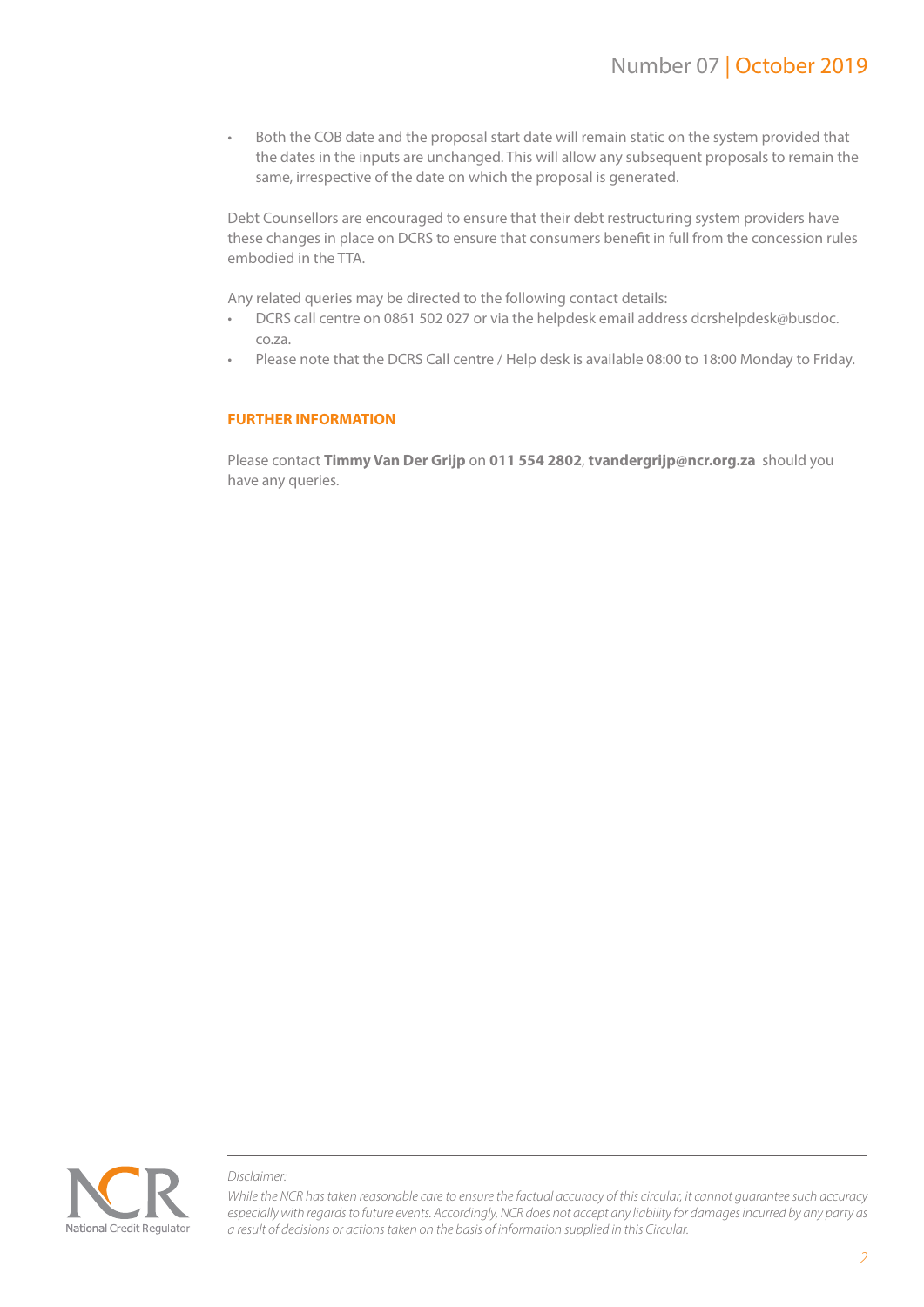- Both the COB date and the proposal start date will remain static on the system provided that the dates in the inputs are unchanged. This will allow any subsequent proposals to remain the same, irrespective of the date on which the proposal is generated.

Debt Counsellors are encouraged to ensure that their debt restructuring system providers have these changes in place on DCRS to ensure that consumers benefit in full from the concession rules embodied in the TTA.

Any related queries may be directed to the following contact details:

- DCRS call centre on 0861 502 027 or via the helpdesk email address dcrshelpdesk@busdoc.co.za.
- Please note that the DCRS Call centre / Help desk is available 08:00 to 18:00 Monday to Friday.

## FURTHER INFORMATION

Please contact **Timmy Van Der Grijp** on **011 554 2802**, **tvandergrijp@ncr.org.za** should you have any queries.

*Disclaimer:*

*While the NCR has taken reasonable care to ensure the factual accuracy of this circular, it cannot guarantee such accuracy especially with regards to future events. Accordingly, NCR does not accept any liability for damages incurred by any party as a result of decisions or actions taken on the basis of information supplied in this Circular.*